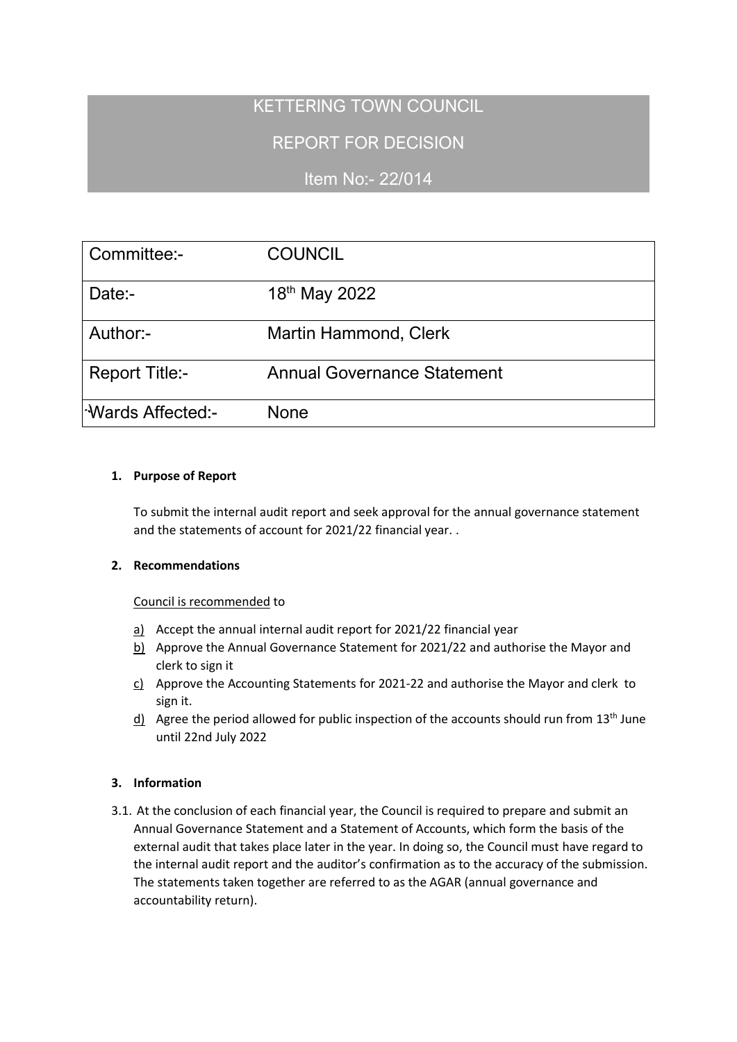# KETTERING TOWN COUNCIL

## REPORT FOR DECISION

## Item No:- 22/014

| Committee:- | COUNCIL |
|---|---|
| Date:- | 18th May 2022 |
| Author:- | Martin Hammond, Clerk |
| Report Title:- | Annual Governance Statement |
| Wards Affected:- | None |

**1. Purpose of Report**

To submit the internal audit report and seek approval for the annual governance statement and the statements of account for 2021/22 financial year. .

**2. Recommendations**

Council is recommended to

a) Accept the annual internal audit report for 2021/22 financial year
b) Approve the Annual Governance Statement for 2021/22 and authorise the Mayor and clerk to sign it
c) Approve the Accounting Statements for 2021-22 and authorise the Mayor and clerk to sign it.
d) Agree the period allowed for public inspection of the accounts should run from 13th June until 22nd July 2022

**3. Information**

3.1. At the conclusion of each financial year, the Council is required to prepare and submit an Annual Governance Statement and a Statement of Accounts, which form the basis of the external audit that takes place later in the year. In doing so, the Council must have regard to the internal audit report and the auditor's confirmation as to the accuracy of the submission. The statements taken together are referred to as the AGAR (annual governance and accountability return).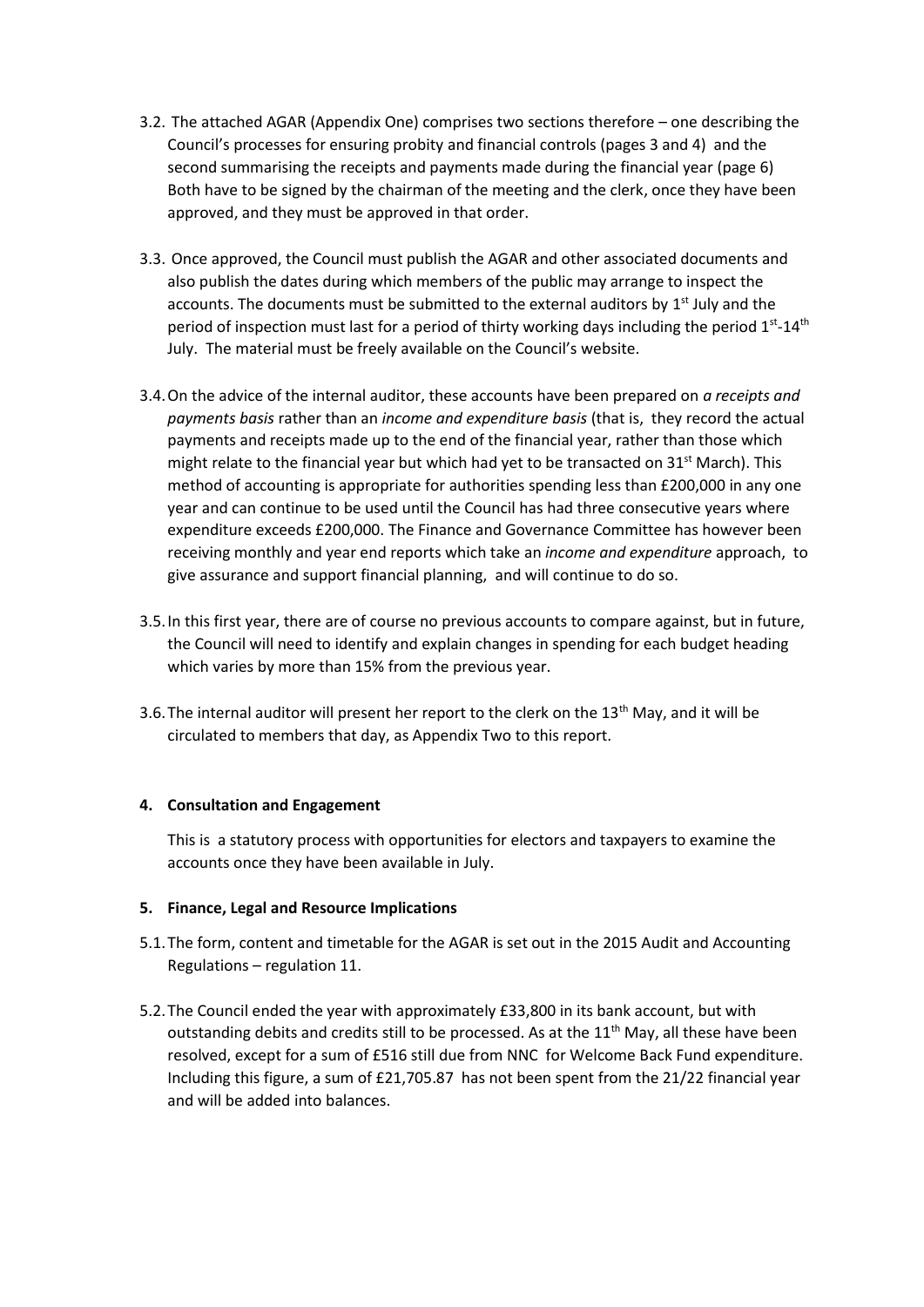3.2. The attached AGAR (Appendix One) comprises two sections therefore – one describing the Council's processes for ensuring probity and financial controls (pages 3 and 4) and the second summarising the receipts and payments made during the financial year (page 6) Both have to be signed by the chairman of the meeting and the clerk, once they have been approved, and they must be approved in that order.

3.3. Once approved, the Council must publish the AGAR and other associated documents and also publish the dates during which members of the public may arrange to inspect the accounts. The documents must be submitted to the external auditors by 1st July and the period of inspection must last for a period of thirty working days including the period 1st-14th July. The material must be freely available on the Council's website.

3.4. On the advice of the internal auditor, these accounts have been prepared on *a receipts and payments basis* rather than an *income and expenditure basis* (that is, they record the actual payments and receipts made up to the end of the financial year, rather than those which might relate to the financial year but which had yet to be transacted on 31st March). This method of accounting is appropriate for authorities spending less than £200,000 in any one year and can continue to be used until the Council has had three consecutive years where expenditure exceeds £200,000. The Finance and Governance Committee has however been receiving monthly and year end reports which take an *income and expenditure* approach, to give assurance and support financial planning, and will continue to do so.

3.5. In this first year, there are of course no previous accounts to compare against, but in future, the Council will need to identify and explain changes in spending for each budget heading which varies by more than 15% from the previous year.

3.6. The internal auditor will present her report to the clerk on the 13th May, and it will be circulated to members that day, as Appendix Two to this report.

**4. Consultation and Engagement**

This is a statutory process with opportunities for electors and taxpayers to examine the accounts once they have been available in July.

**5. Finance, Legal and Resource Implications**

5.1. The form, content and timetable for the AGAR is set out in the 2015 Audit and Accounting Regulations – regulation 11.

5.2. The Council ended the year with approximately £33,800 in its bank account, but with outstanding debits and credits still to be processed. As at the 11th May, all these have been resolved, except for a sum of £516 still due from NNC for Welcome Back Fund expenditure. Including this figure, a sum of £21,705.87 has not been spent from the 21/22 financial year and will be added into balances.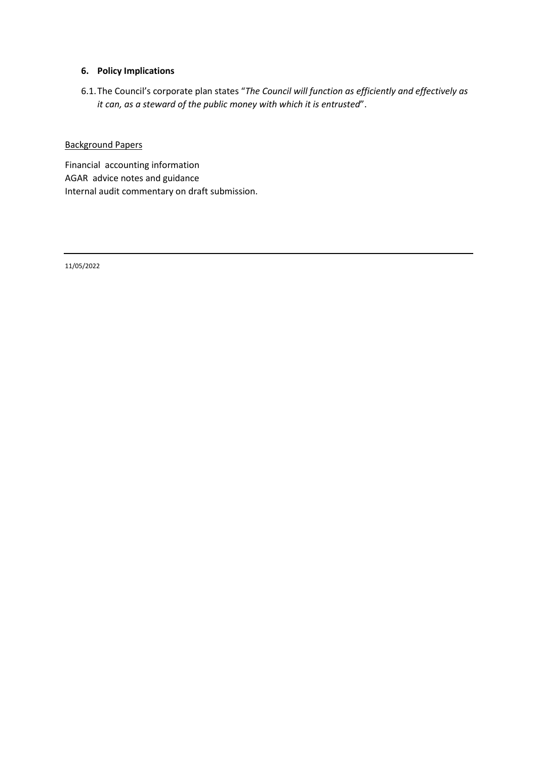## 6. Policy Implications

6.1. The Council's corporate plan states "*The Council will function as efficiently and effectively as it can, as a steward of the public money with which it is entrusted*".

<u>Background Papers</u>

Financial accounting information
AGAR advice notes and guidance
Internal audit commentary on draft submission.

---

11/05/2022